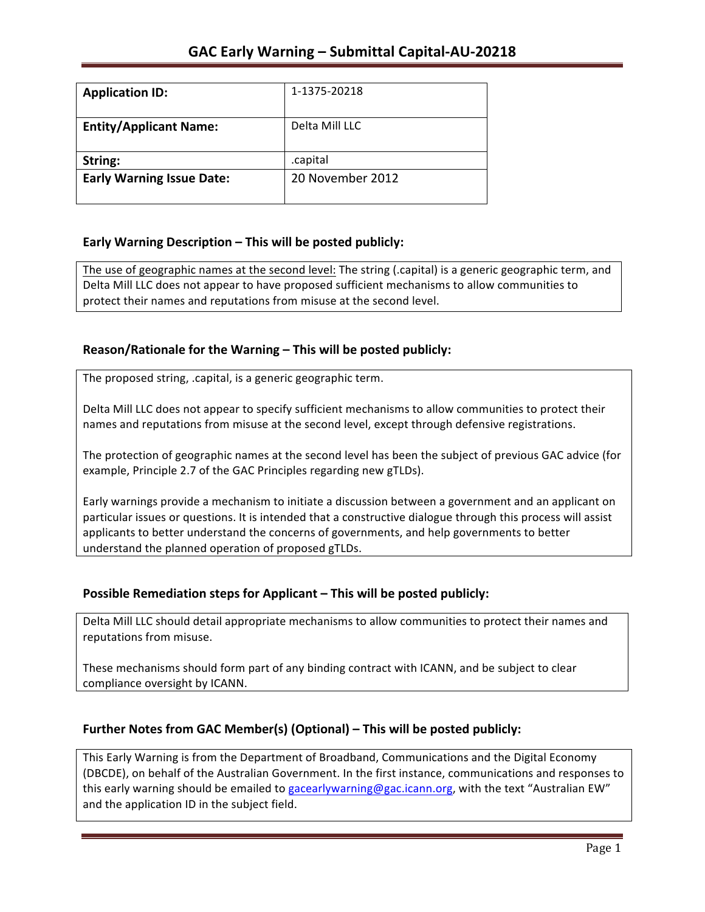# GAC Early Warning – Submittal Capital-AU-20218

| Application ID: | 1-1375-20218 |
|---|---|
| Entity/Applicant Name: | Delta Mill LLC |
| String: | .capital |
| Early Warning Issue Date: | 20 November 2012 |

## Early Warning Description – This will be posted publicly:

The use of geographic names at the second level: The string (.capital) is a generic geographic term, and Delta Mill LLC does not appear to have proposed sufficient mechanisms to allow communities to protect their names and reputations from misuse at the second level.

## Reason/Rationale for the Warning – This will be posted publicly:

The proposed string, .capital, is a generic geographic term.

Delta Mill LLC does not appear to specify sufficient mechanisms to allow communities to protect their names and reputations from misuse at the second level, except through defensive registrations.

The protection of geographic names at the second level has been the subject of previous GAC advice (for example, Principle 2.7 of the GAC Principles regarding new gTLDs).

Early warnings provide a mechanism to initiate a discussion between a government and an applicant on particular issues or questions. It is intended that a constructive dialogue through this process will assist applicants to better understand the concerns of governments, and help governments to better understand the planned operation of proposed gTLDs.

## Possible Remediation steps for Applicant – This will be posted publicly:

Delta Mill LLC should detail appropriate mechanisms to allow communities to protect their names and reputations from misuse.

These mechanisms should form part of any binding contract with ICANN, and be subject to clear compliance oversight by ICANN.

## Further Notes from GAC Member(s) (Optional) – This will be posted publicly:

This Early Warning is from the Department of Broadband, Communications and the Digital Economy (DBCDE), on behalf of the Australian Government. In the first instance, communications and responses to this early warning should be emailed to gacearlywarning@gac.icann.org, with the text "Australian EW" and the application ID in the subject field.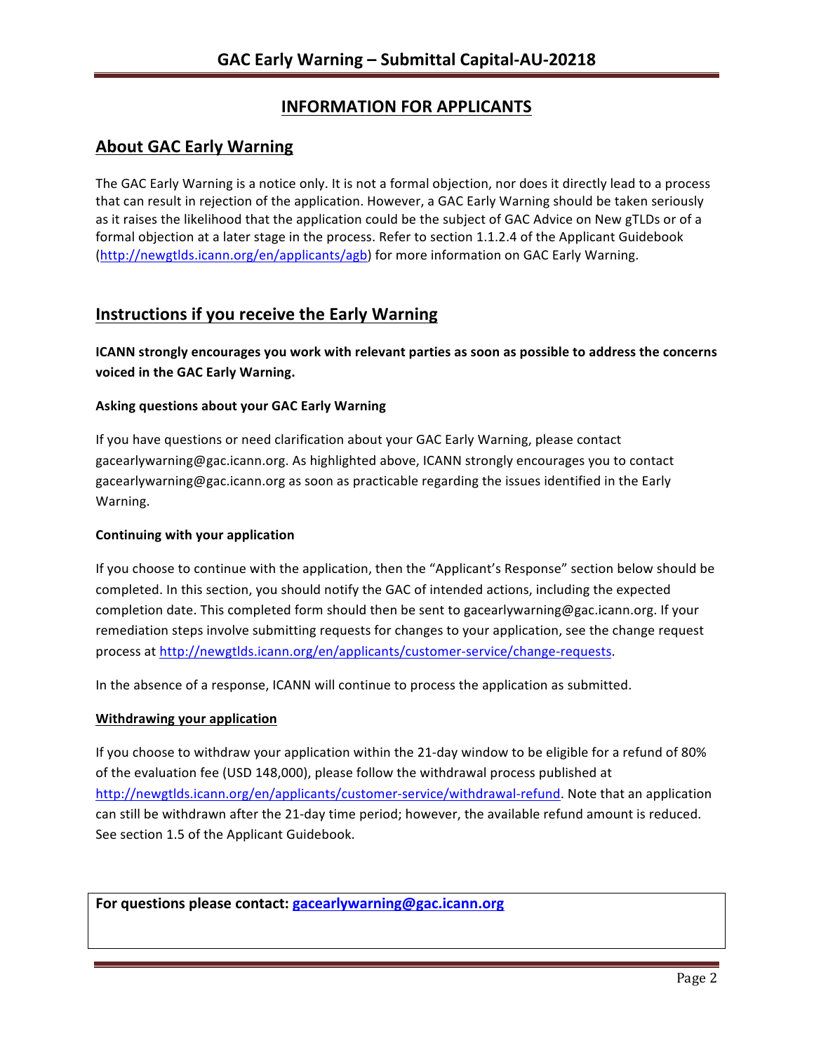## INFORMATION FOR APPLICANTS

## About GAC Early Warning

The GAC Early Warning is a notice only. It is not a formal objection, nor does it directly lead to a process that can result in rejection of the application. However, a GAC Early Warning should be taken seriously as it raises the likelihood that the application could be the subject of GAC Advice on New gTLDs or of a formal objection at a later stage in the process. Refer to section 1.1.2.4 of the Applicant Guidebook (http://newgtlds.icann.org/en/applicants/agb) for more information on GAC Early Warning.

## Instructions if you receive the Early Warning

**ICANN strongly encourages you work with relevant parties as soon as possible to address the concerns voiced in the GAC Early Warning.**

### Asking questions about your GAC Early Warning

If you have questions or need clarification about your GAC Early Warning, please contact gacearlywarning@gac.icann.org. As highlighted above, ICANN strongly encourages you to contact gacearlywarning@gac.icann.org as soon as practicable regarding the issues identified in the Early Warning.

### Continuing with your application

If you choose to continue with the application, then the "Applicant's Response" section below should be completed. In this section, you should notify the GAC of intended actions, including the expected completion date. This completed form should then be sent to gacearlywarning@gac.icann.org. If your remediation steps involve submitting requests for changes to your application, see the change request process at http://newgtlds.icann.org/en/applicants/customer-service/change-requests.

In the absence of a response, ICANN will continue to process the application as submitted.

### Withdrawing your application

If you choose to withdraw your application within the 21-day window to be eligible for a refund of 80% of the evaluation fee (USD 148,000), please follow the withdrawal process published at http://newgtlds.icann.org/en/applicants/customer-service/withdrawal-refund. Note that an application can still be withdrawn after the 21-day time period; however, the available refund amount is reduced. See section 1.5 of the Applicant Guidebook.

**For questions please contact: gacearlywarning@gac.icann.org**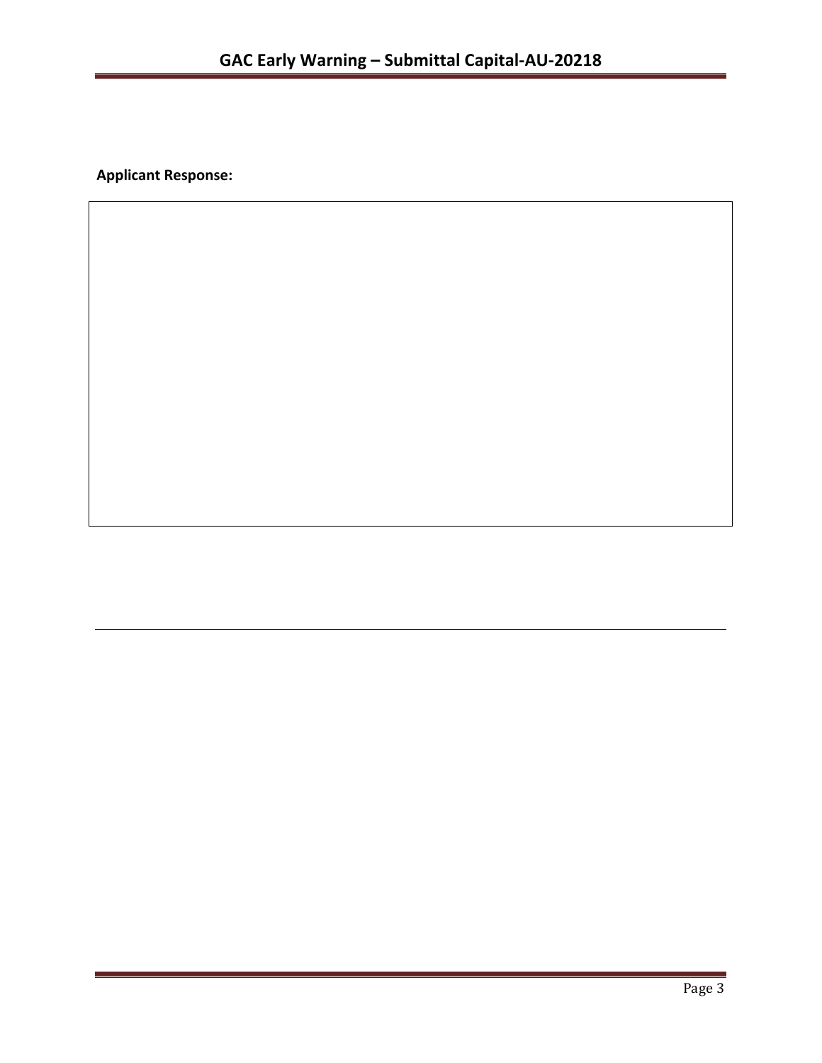**Applicant Response:**